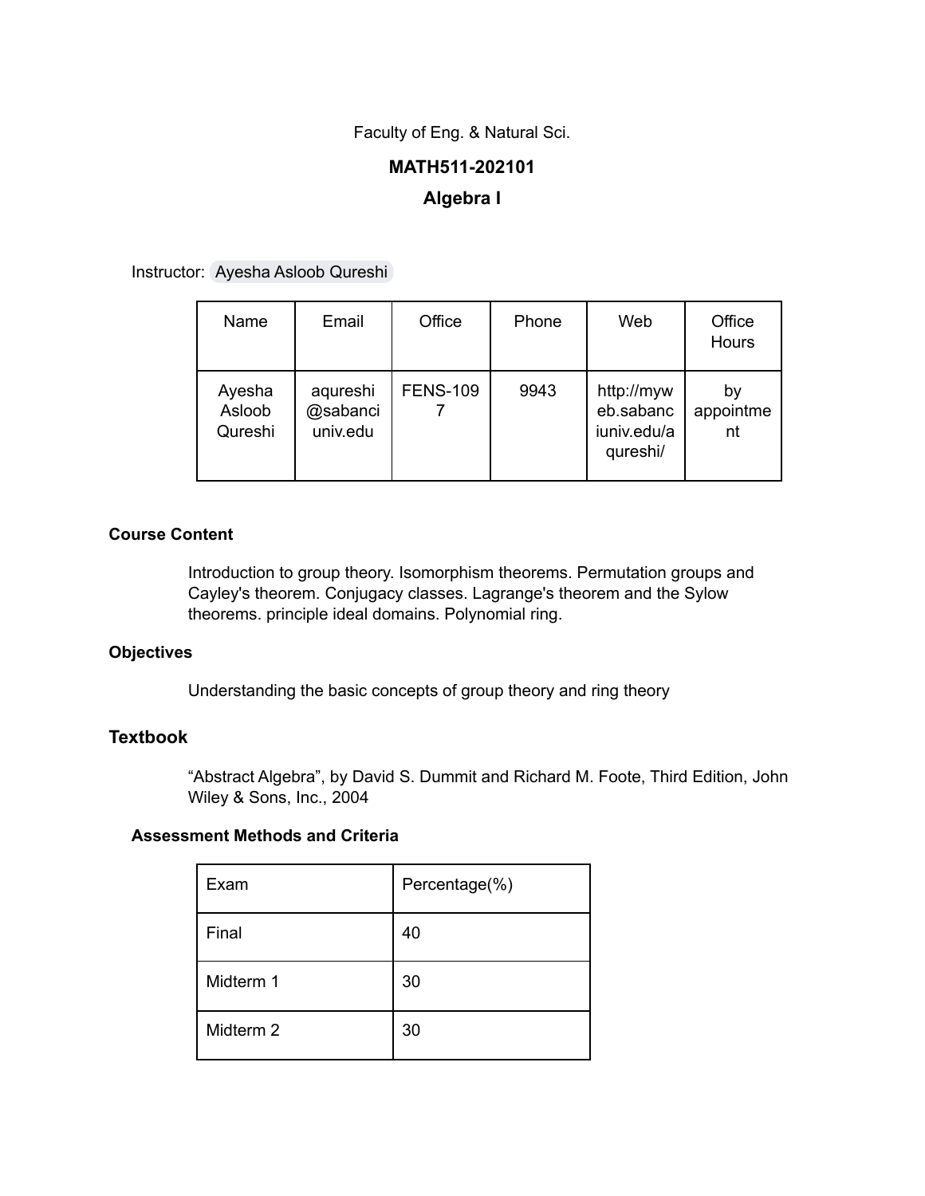Faculty of Eng. & Natural Sci.

# MATH511-202101

# Algebra I

Instructor: Ayesha Asloob Qureshi

| Name | Email | Office | Phone | Web | Office Hours |
|---|---|---|---|---|---|
| Ayesha Asloob Qureshi | aqureshi@sabanciuniv.edu | FENS-1097 | 9943 | http://myweb.sabanciuniv.edu/aqureshi/ | by appointment |

### Course Content

Introduction to group theory. Isomorphism theorems. Permutation groups and Cayley's theorem. Conjugacy classes. Lagrange's theorem and the Sylow theorems. principle ideal domains. Polynomial ring.

### Objectives

Understanding the basic concepts of group theory and ring theory

## Textbook

"Abstract Algebra", by David S. Dummit and Richard M. Foote, Third Edition, John Wiley & Sons, Inc., 2004

### Assessment Methods and Criteria

| Exam | Percentage(%) |
|---|---|
| Final | 40 |
| Midterm 1 | 30 |
| Midterm 2 | 30 |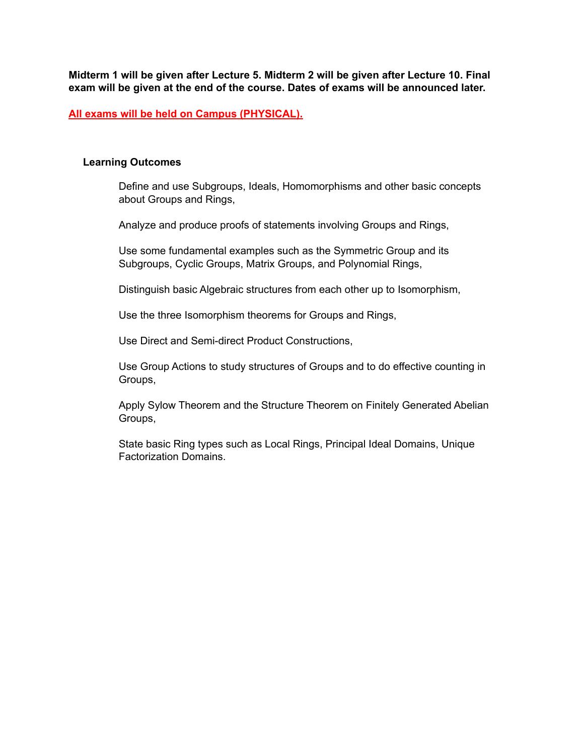**Midterm 1 will be given after Lecture 5. Midterm 2 will be given after Lecture 10. Final exam will be given at the end of the course. Dates of exams will be announced later.**

**All exams will be held on Campus (PHYSICAL).**

### Learning Outcomes

Define and use Subgroups, Ideals, Homomorphisms and other basic concepts about Groups and Rings,

Analyze and produce proofs of statements involving Groups and Rings,

Use some fundamental examples such as the Symmetric Group and its Subgroups, Cyclic Groups, Matrix Groups, and Polynomial Rings,

Distinguish basic Algebraic structures from each other up to Isomorphism,

Use the three Isomorphism theorems for Groups and Rings,

Use Direct and Semi-direct Product Constructions,

Use Group Actions to study structures of Groups and to do effective counting in Groups,

Apply Sylow Theorem and the Structure Theorem on Finitely Generated Abelian Groups,

State basic Ring types such as Local Rings, Principal Ideal Domains, Unique Factorization Domains.